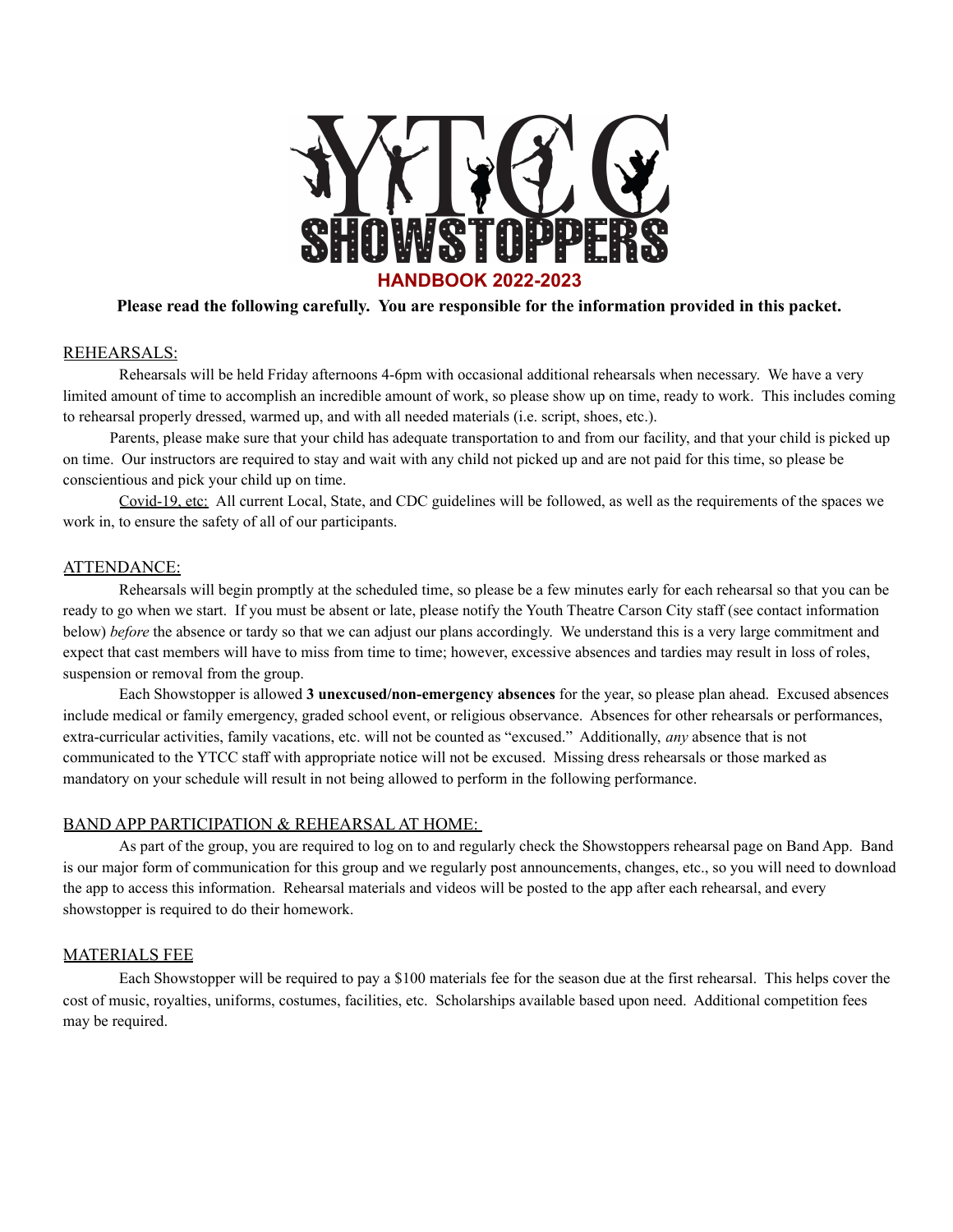# YTCC SHOWSTOPPERS

## HANDBOOK 2022-2023

**Please read the following carefully. You are responsible for the information provided in this packet.**

### REHEARSALS:

Rehearsals will be held Friday afternoons 4-6pm with occasional additional rehearsals when necessary. We have a very limited amount of time to accomplish an incredible amount of work, so please show up on time, ready to work. This includes coming to rehearsal properly dressed, warmed up, and with all needed materials (i.e. script, shoes, etc.).

Parents, please make sure that your child has adequate transportation to and from our facility, and that your child is picked up on time. Our instructors are required to stay and wait with any child not picked up and are not paid for this time, so please be conscientious and pick your child up on time.

Covid-19, etc: All current Local, State, and CDC guidelines will be followed, as well as the requirements of the spaces we work in, to ensure the safety of all of our participants.

### ATTENDANCE:

Rehearsals will begin promptly at the scheduled time, so please be a few minutes early for each rehearsal so that you can be ready to go when we start. If you must be absent or late, please notify the Youth Theatre Carson City staff (see contact information below) *before* the absence or tardy so that we can adjust our plans accordingly. We understand this is a very large commitment and expect that cast members will have to miss from time to time; however, excessive absences and tardies may result in loss of roles, suspension or removal from the group.

Each Showstopper is allowed **3 unexcused/non-emergency absences** for the year, so please plan ahead. Excused absences include medical or family emergency, graded school event, or religious observance. Absences for other rehearsals or performances, extra-curricular activities, family vacations, etc. will not be counted as "excused." Additionally, *any* absence that is not communicated to the YTCC staff with appropriate notice will not be excused. Missing dress rehearsals or those marked as mandatory on your schedule will result in not being allowed to perform in the following performance.

### BAND APP PARTICIPATION & REHEARSAL AT HOME:

As part of the group, you are required to log on to and regularly check the Showstoppers rehearsal page on Band App. Band is our major form of communication for this group and we regularly post announcements, changes, etc., so you will need to download the app to access this information. Rehearsal materials and videos will be posted to the app after each rehearsal, and every showstopper is required to do their homework.

### MATERIALS FEE

Each Showstopper will be required to pay a $100 materials fee for the season due at the first rehearsal. This helps cover the cost of music, royalties, uniforms, costumes, facilities, etc. Scholarships available based upon need. Additional competition fees may be required.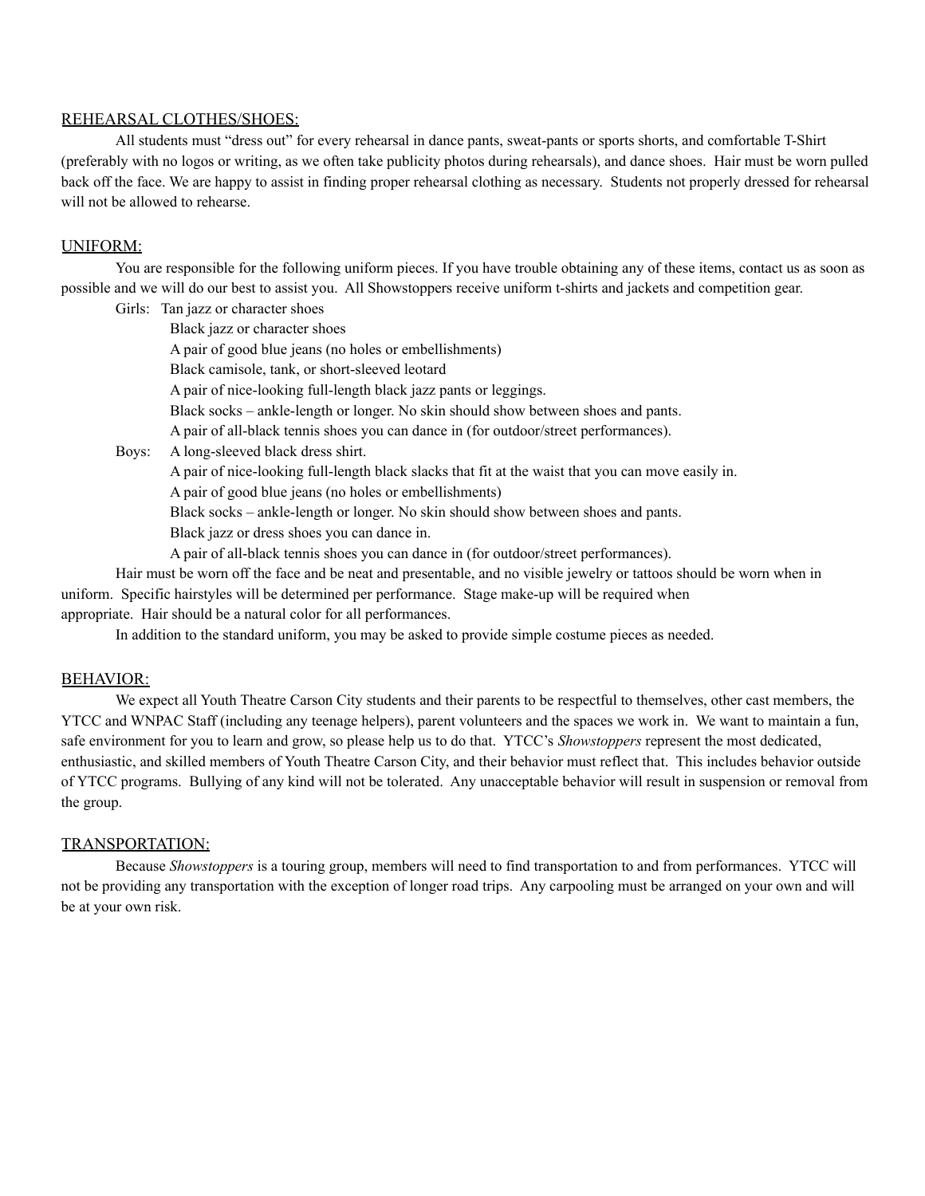## REHEARSAL CLOTHES/SHOES:

All students must "dress out" for every rehearsal in dance pants, sweat-pants or sports shorts, and comfortable T-Shirt (preferably with no logos or writing, as we often take publicity photos during rehearsals), and dance shoes. Hair must be worn pulled back off the face. We are happy to assist in finding proper rehearsal clothing as necessary. Students not properly dressed for rehearsal will not be allowed to rehearse.

## UNIFORM:

You are responsible for the following uniform pieces. If you have trouble obtaining any of these items, contact us as soon as possible and we will do our best to assist you. All Showstoppers receive uniform t-shirts and jackets and competition gear.

Girls:
- Tan jazz or character shoes
- Black jazz or character shoes
- A pair of good blue jeans (no holes or embellishments)
- Black camisole, tank, or short-sleeved leotard
- A pair of nice-looking full-length black jazz pants or leggings.
- Black socks – ankle-length or longer. No skin should show between shoes and pants.
- A pair of all-black tennis shoes you can dance in (for outdoor/street performances).

Boys:
- A long-sleeved black dress shirt.
- A pair of nice-looking full-length black slacks that fit at the waist that you can move easily in.
- A pair of good blue jeans (no holes or embellishments)
- Black socks – ankle-length or longer. No skin should show between shoes and pants.
- Black jazz or dress shoes you can dance in.
- A pair of all-black tennis shoes you can dance in (for outdoor/street performances).

Hair must be worn off the face and be neat and presentable, and no visible jewelry or tattoos should be worn when in uniform. Specific hairstyles will be determined per performance. Stage make-up will be required when appropriate. Hair should be a natural color for all performances.

In addition to the standard uniform, you may be asked to provide simple costume pieces as needed.

## BEHAVIOR:

We expect all Youth Theatre Carson City students and their parents to be respectful to themselves, other cast members, the YTCC and WNPAC Staff (including any teenage helpers), parent volunteers and the spaces we work in. We want to maintain a fun, safe environment for you to learn and grow, so please help us to do that. YTCC's *Showstoppers* represent the most dedicated, enthusiastic, and skilled members of Youth Theatre Carson City, and their behavior must reflect that. This includes behavior outside of YTCC programs. Bullying of any kind will not be tolerated. Any unacceptable behavior will result in suspension or removal from the group.

## TRANSPORTATION:

Because *Showstoppers* is a touring group, members will need to find transportation to and from performances. YTCC will not be providing any transportation with the exception of longer road trips. Any carpooling must be arranged on your own and will be at your own risk.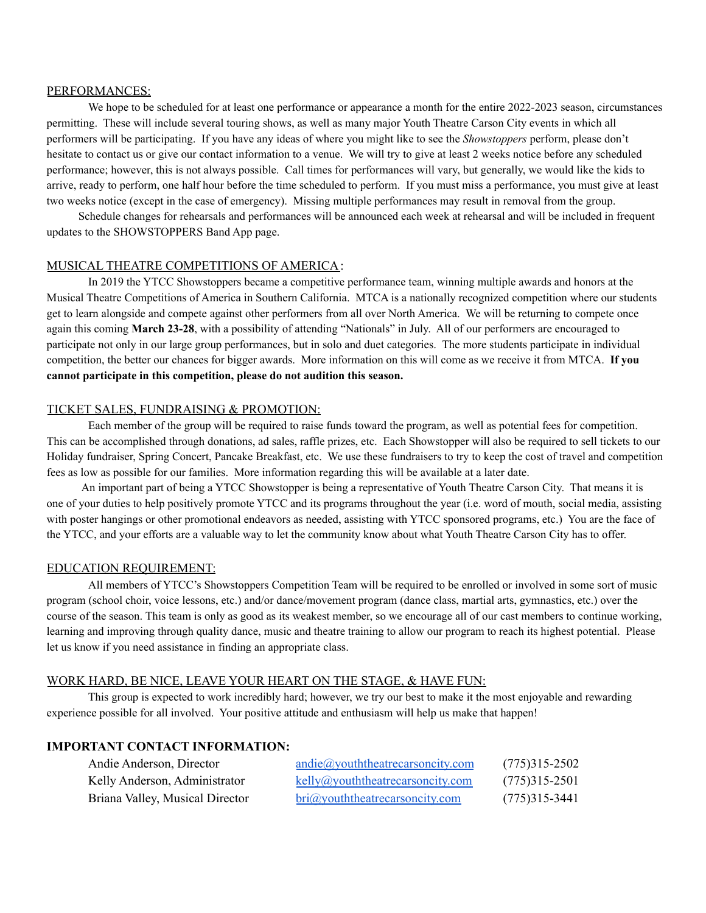PERFORMANCES:

We hope to be scheduled for at least one performance or appearance a month for the entire 2022-2023 season, circumstances permitting. These will include several touring shows, as well as many major Youth Theatre Carson City events in which all performers will be participating. If you have any ideas of where you might like to see the *Showstoppers* perform, please don't hesitate to contact us or give our contact information to a venue. We will try to give at least 2 weeks notice before any scheduled performance; however, this is not always possible. Call times for performances will vary, but generally, we would like the kids to arrive, ready to perform, one half hour before the time scheduled to perform. If you must miss a performance, you must give at least two weeks notice (except in the case of emergency). Missing multiple performances may result in removal from the group.

Schedule changes for rehearsals and performances will be announced each week at rehearsal and will be included in frequent updates to the SHOWSTOPPERS Band App page.

MUSICAL THEATRE COMPETITIONS OF AMERICA:

In 2019 the YTCC Showstoppers became a competitive performance team, winning multiple awards and honors at the Musical Theatre Competitions of America in Southern California. MTCA is a nationally recognized competition where our students get to learn alongside and compete against other performers from all over North America. We will be returning to compete once again this coming **March 23-28**, with a possibility of attending "Nationals" in July. All of our performers are encouraged to participate not only in our large group performances, but in solo and duet categories. The more students participate in individual competition, the better our chances for bigger awards. More information on this will come as we receive it from MTCA. **If you cannot participate in this competition, please do not audition this season.**

TICKET SALES, FUNDRAISING & PROMOTION:

Each member of the group will be required to raise funds toward the program, as well as potential fees for competition. This can be accomplished through donations, ad sales, raffle prizes, etc. Each Showstopper will also be required to sell tickets to our Holiday fundraiser, Spring Concert, Pancake Breakfast, etc. We use these fundraisers to try to keep the cost of travel and competition fees as low as possible for our families. More information regarding this will be available at a later date.

An important part of being a YTCC Showstopper is being a representative of Youth Theatre Carson City. That means it is one of your duties to help positively promote YTCC and its programs throughout the year (i.e. word of mouth, social media, assisting with poster hangings or other promotional endeavors as needed, assisting with YTCC sponsored programs, etc.) You are the face of the YTCC, and your efforts are a valuable way to let the community know about what Youth Theatre Carson City has to offer.

EDUCATION REQUIREMENT:

All members of YTCC's Showstoppers Competition Team will be required to be enrolled or involved in some sort of music program (school choir, voice lessons, etc.) and/or dance/movement program (dance class, martial arts, gymnastics, etc.) over the course of the season. This team is only as good as its weakest member, so we encourage all of our cast members to continue working, learning and improving through quality dance, music and theatre training to allow our program to reach its highest potential. Please let us know if you need assistance in finding an appropriate class.

WORK HARD, BE NICE, LEAVE YOUR HEART ON THE STAGE, & HAVE FUN:

This group is expected to work incredibly hard; however, we try our best to make it the most enjoyable and rewarding experience possible for all involved. Your positive attitude and enthusiasm will help us make that happen!

**IMPORTANT CONTACT INFORMATION:**

| | | |
|---|---|---|
| Andie Anderson, Director | andie@youththeatrecarsoncity.com | (775)315-2502 |
| Kelly Anderson, Administrator | kelly@youththeatrecarsoncity.com | (775)315-2501 |
| Briana Valley, Musical Director | bri@youththeatrecarsoncity.com | (775)315-3441 |